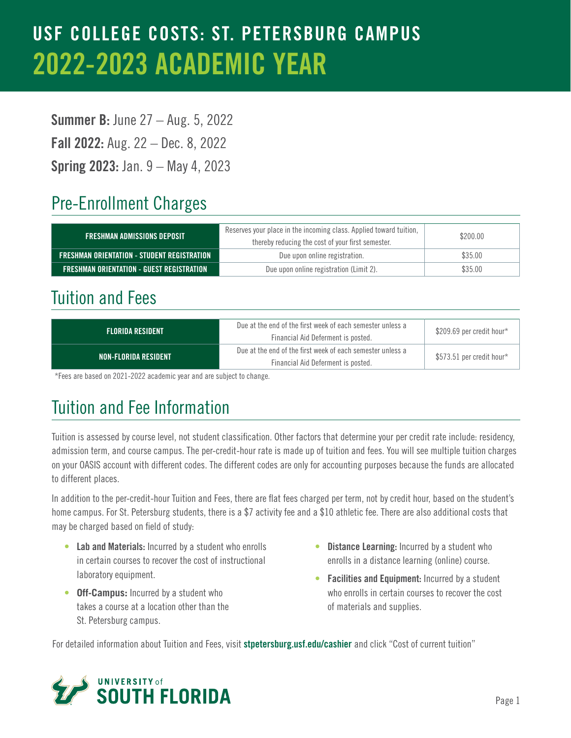# USF COLLEGE COSTS: ST. PETERSBURG CAMPUS
# 2022-2023 ACADEMIC YEAR

**Summer B:** June 27 – Aug. 5, 2022

**Fall 2022:** Aug. 22 – Dec. 8, 2022

**Spring 2023:** Jan. 9 – May 4, 2023

## Pre-Enrollment Charges

| | | |
|---|---|---|
| **FRESHMAN ADMISSIONS DEPOSIT** | Reserves your place in the incoming class. Applied toward tuition, thereby reducing the cost of your first semester. | $200.00 |
| **FRESHMAN ORIENTATION - STUDENT REGISTRATION** | Due upon online registration. | $35.00 |
| **FRESHMAN ORIENTATION - GUEST REGISTRATION** | Due upon online registration (Limit 2). | $35.00 |

## Tuition and Fees

| | | |
|---|---|---|
| **FLORIDA RESIDENT** | Due at the end of the first week of each semester unless a Financial Aid Deferment is posted. | $209.69 per credit hour* |
| **NON-FLORIDA RESIDENT** | Due at the end of the first week of each semester unless a Financial Aid Deferment is posted. | $573.51 per credit hour* |

*Fees are based on 2021-2022 academic year and are subject to change.

## Tuition and Fee Information

Tuition is assessed by course level, not student classification. Other factors that determine your per credit rate include: residency, admission term, and course campus. The per-credit-hour rate is made up of tuition and fees. You will see multiple tuition charges on your OASIS account with different codes. The different codes are only for accounting purposes because the funds are allocated to different places.

In addition to the per-credit-hour Tuition and Fees, there are flat fees charged per term, not by credit hour, based on the student's home campus. For St. Petersburg students, there is a $7 activity fee and a $10 athletic fee. There are also additional costs that may be charged based on field of study:

- **Lab and Materials:** Incurred by a student who enrolls in certain courses to recover the cost of instructional laboratory equipment.
- **Off-Campus:** Incurred by a student who takes a course at a location other than the St. Petersburg campus.
- **Distance Learning:** Incurred by a student who enrolls in a distance learning (online) course.
- **Facilities and Equipment:** Incurred by a student who enrolls in certain courses to recover the cost of materials and supplies.

For detailed information about Tuition and Fees, visit **stpetersburg.usf.edu/cashier** and click "Cost of current tuition"

UNIVERSITY of SOUTH FLORIDA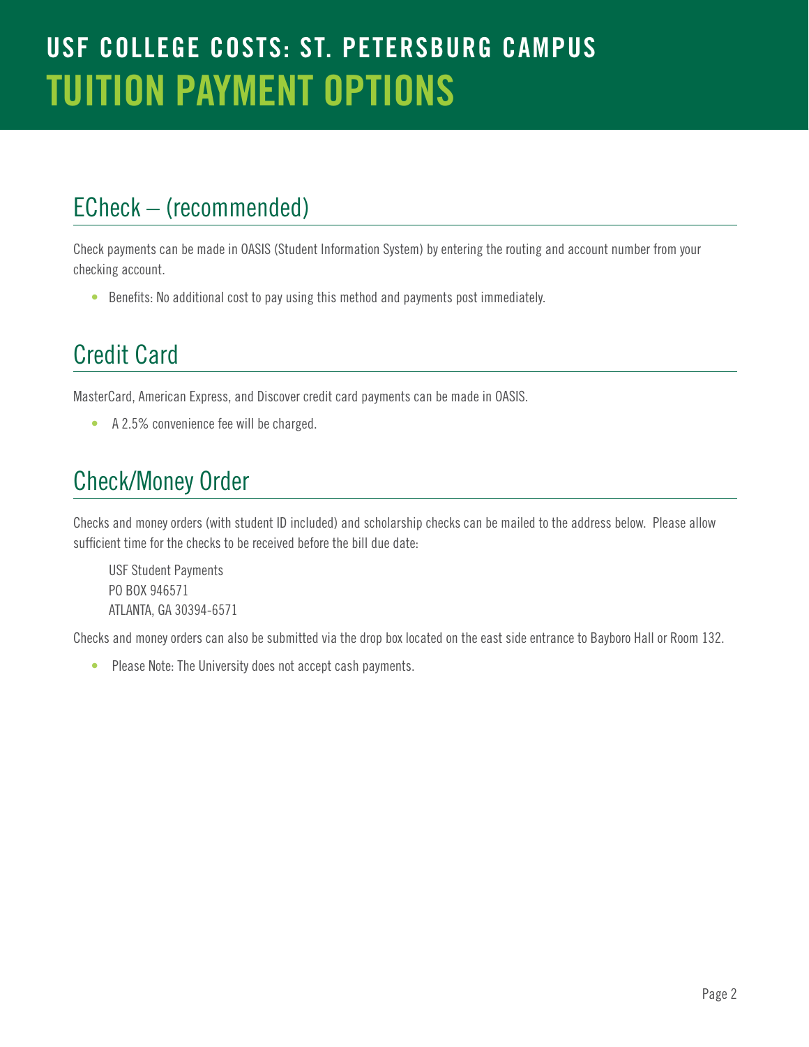# USF COLLEGE COSTS: ST. PETERSBURG CAMPUS

# TUITION PAYMENT OPTIONS

## ECheck – (recommended)

Check payments can be made in OASIS (Student Information System) by entering the routing and account number from your checking account.

- Benefits: No additional cost to pay using this method and payments post immediately.

## Credit Card

MasterCard, American Express, and Discover credit card payments can be made in OASIS.

- A 2.5% convenience fee will be charged.

## Check/Money Order

Checks and money orders (with student ID included) and scholarship checks can be mailed to the address below. Please allow sufficient time for the checks to be received before the bill due date:

USF Student Payments
PO BOX 946571
ATLANTA, GA 30394-6571

Checks and money orders can also be submitted via the drop box located on the east side entrance to Bayboro Hall or Room 132.

- Please Note: The University does not accept cash payments.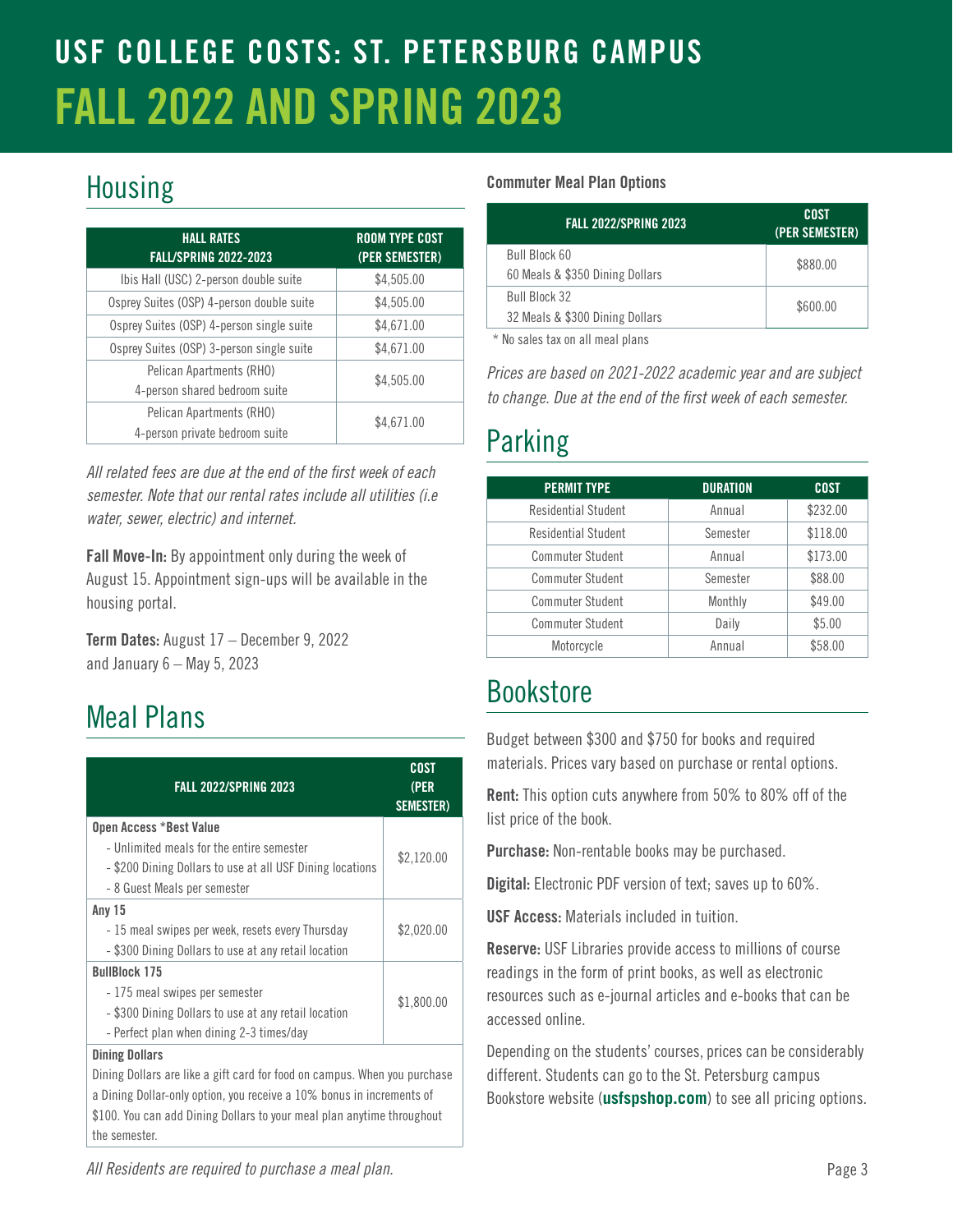# USF COLLEGE COSTS: ST. PETERSBURG CAMPUS
# FALL 2022 AND SPRING 2023

## Housing

| HALL RATES FALL/SPRING 2022-2023 | ROOM TYPE COST (PER SEMESTER) |
| --- | --- |
| Ibis Hall (USC) 2-person double suite | $4,505.00 |
| Osprey Suites (OSP) 4-person double suite | $4,505.00 |
| Osprey Suites (OSP) 4-person single suite | $4,671.00 |
| Osprey Suites (OSP) 3-person single suite | $4,671.00 |
| Pelican Apartments (RHO) 4-person shared bedroom suite | $4,505.00 |
| Pelican Apartments (RHO) 4-person private bedroom suite | $4,671.00 |

*All related fees are due at the end of the first week of each semester. Note that our rental rates include all utilities (i.e water, sewer, electric) and internet.*

**Fall Move-In:** By appointment only during the week of August 15. Appointment sign-ups will be available in the housing portal.

**Term Dates:** August 17 – December 9, 2022 and January 6 – May 5, 2023

## Meal Plans

| FALL 2022/SPRING 2023 | COST (PER SEMESTER) |
| --- | --- |
| **Open Access *Best Value**<br>- Unlimited meals for the entire semester<br>- $200 Dining Dollars to use at all USF Dining locations<br>- 8 Guest Meals per semester | $2,120.00 |
| **Any 15**<br>- 15 meal swipes per week, resets every Thursday<br>- $300 Dining Dollars to use at any retail location | $2,020.00 |
| **BullBlock 175**<br>- 175 meal swipes per semester<br>- $300 Dining Dollars to use at any retail location<br>- Perfect plan when dining 2-3 times/day | $1,800.00 |
| **Dining Dollars**<br>Dining Dollars are like a gift card for food on campus. When you purchase a Dining Dollar-only option, you receive a 10% bonus in increments of $100. You can add Dining Dollars to your meal plan anytime throughout the semester. | |

*All Residents are required to purchase a meal plan.*

**Commuter Meal Plan Options**

| FALL 2022/SPRING 2023 | COST (PER SEMESTER) |
| --- | --- |
| Bull Block 60<br>60 Meals & $350 Dining Dollars | $880.00 |
| Bull Block 32<br>32 Meals & $300 Dining Dollars | $600.00 |

\* No sales tax on all meal plans

*Prices are based on 2021-2022 academic year and are subject to change. Due at the end of the first week of each semester.*

## Parking

| PERMIT TYPE | DURATION | COST |
| --- | --- | --- |
| Residential Student | Annual | $232.00 |
| Residential Student | Semester | $118.00 |
| Commuter Student | Annual | $173.00 |
| Commuter Student | Semester | $88.00 |
| Commuter Student | Monthly | $49.00 |
| Commuter Student | Daily | $5.00 |
| Motorcycle | Annual | $58.00 |

## Bookstore

Budget between $300 and $750 for books and required materials. Prices vary based on purchase or rental options.

**Rent:** This option cuts anywhere from 50% to 80% off of the list price of the book.

**Purchase:** Non-rentable books may be purchased.

**Digital:** Electronic PDF version of text; saves up to 60%.

**USF Access:** Materials included in tuition.

**Reserve:** USF Libraries provide access to millions of course readings in the form of print books, as well as electronic resources such as e-journal articles and e-books that can be accessed online.

Depending on the students' courses, prices can be considerably different. Students can go to the St. Petersburg campus Bookstore website (**usfspshop.com**) to see all pricing options.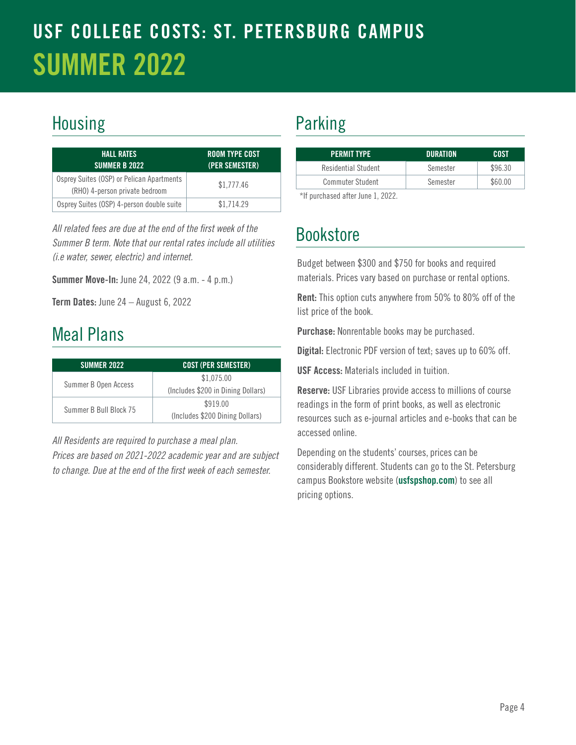# USF COLLEGE COSTS: ST. PETERSBURG CAMPUS
# SUMMER 2022

## Housing

| HALL RATES SUMMER B 2022 | ROOM TYPE COST (PER SEMESTER) |
| --- | --- |
| Osprey Suites (OSP) or Pelican Apartments (RHO) 4-person private bedroom | $1,777.46 |
| Osprey Suites (OSP) 4-person double suite | $1,714.29 |

*All related fees are due at the end of the first week of the Summer B term. Note that our rental rates include all utilities (i.e water, sewer, electric) and internet.*

**Summer Move-In:** June 24, 2022 (9 a.m. - 4 p.m.)

**Term Dates:** June 24 – August 6, 2022

## Meal Plans

| SUMMER 2022 | COST (PER SEMESTER) |
| --- | --- |
| Summer B Open Access | $1,075.00 (Includes $200 in Dining Dollars) |
| Summer B Bull Block 75 | $919.00 (Includes $200 Dining Dollars) |

*All Residents are required to purchase a meal plan. Prices are based on 2021-2022 academic year and are subject to change. Due at the end of the first week of each semester.*

## Parking

| PERMIT TYPE | DURATION | COST |
| --- | --- | --- |
| Residential Student | Semester | $96.30 |
| Commuter Student | Semester | $60.00 |

*If purchased after June 1, 2022.

## Bookstore

Budget between $300 and $750 for books and required materials. Prices vary based on purchase or rental options.

**Rent:** This option cuts anywhere from 50% to 80% off of the list price of the book.

**Purchase:** Nonrentable books may be purchased.

**Digital:** Electronic PDF version of text; saves up to 60% off.

**USF Access:** Materials included in tuition.

**Reserve:** USF Libraries provide access to millions of course readings in the form of print books, as well as electronic resources such as e-journal articles and e-books that can be accessed online.

Depending on the students' courses, prices can be considerably different. Students can go to the St. Petersburg campus Bookstore website (**usfspshop.com**) to see all pricing options.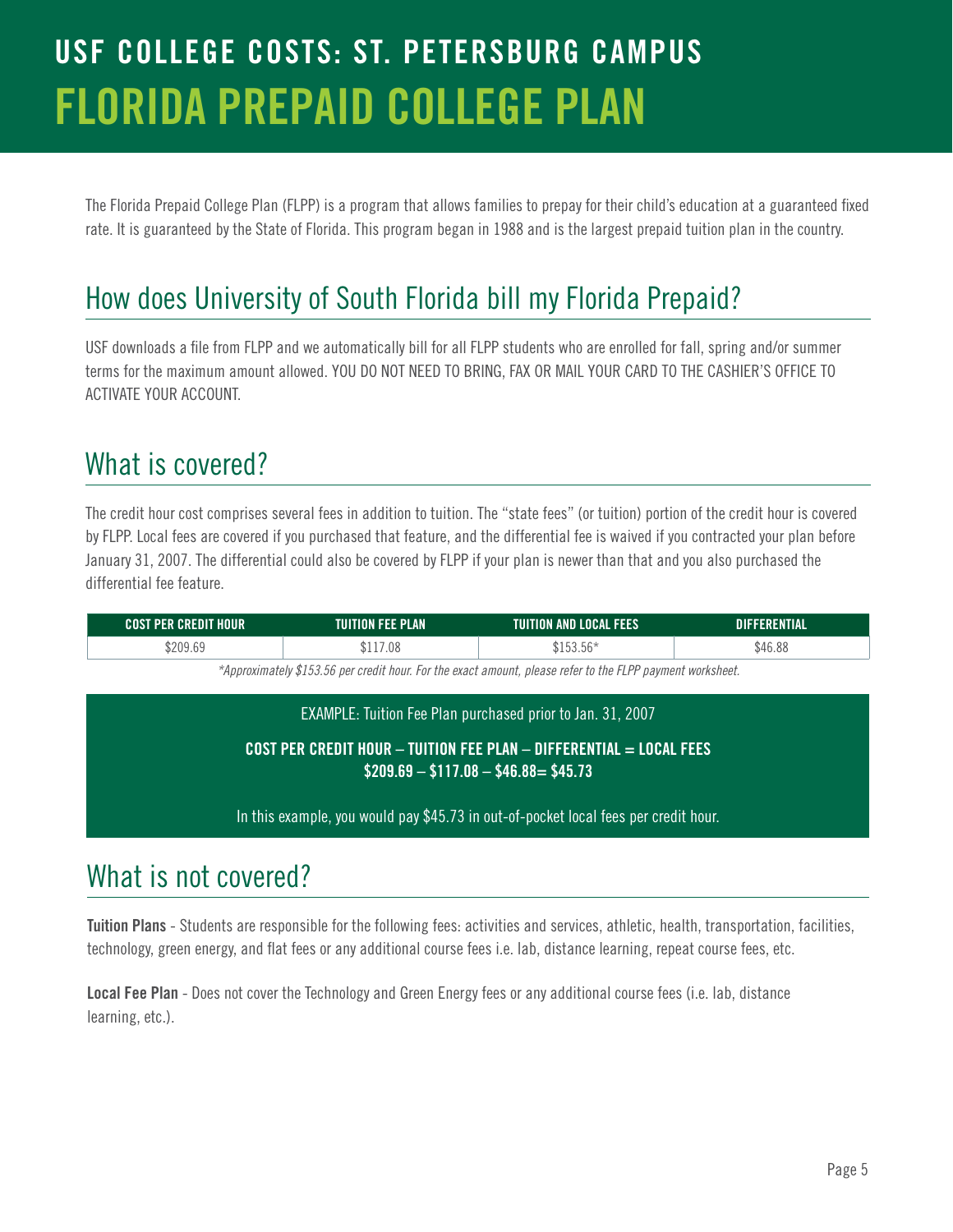# USF COLLEGE COSTS: ST. PETERSBURG CAMPUS

# FLORIDA PREPAID COLLEGE PLAN

The Florida Prepaid College Plan (FLPP) is a program that allows families to prepay for their child's education at a guaranteed fixed rate. It is guaranteed by the State of Florida. This program began in 1988 and is the largest prepaid tuition plan in the country.

## How does University of South Florida bill my Florida Prepaid?

USF downloads a file from FLPP and we automatically bill for all FLPP students who are enrolled for fall, spring and/or summer terms for the maximum amount allowed. YOU DO NOT NEED TO BRING, FAX OR MAIL YOUR CARD TO THE CASHIER'S OFFICE TO ACTIVATE YOUR ACCOUNT.

## What is covered?

The credit hour cost comprises several fees in addition to tuition. The "state fees" (or tuition) portion of the credit hour is covered by FLPP. Local fees are covered if you purchased that feature, and the differential fee is waived if you contracted your plan before January 31, 2007. The differential could also be covered by FLPP if your plan is newer than that and you also purchased the differential fee feature.

| COST PER CREDIT HOUR | TUITION FEE PLAN | TUITION AND LOCAL FEES | DIFFERENTIAL |
|---|---|---|---|
| $209.69 | $117.08 | $153.56* | $46.88 |

*\*Approximately $153.56 per credit hour. For the exact amount, please refer to the FLPP payment worksheet.*

EXAMPLE: Tuition Fee Plan purchased prior to Jan. 31, 2007

**COST PER CREDIT HOUR – TUITION FEE PLAN – DIFFERENTIAL = LOCAL FEES**
**$209.69 – $117.08 – $46.88= $45.73**

In this example, you would pay $45.73 in out-of-pocket local fees per credit hour.

## What is not covered?

**Tuition Plans** - Students are responsible for the following fees: activities and services, athletic, health, transportation, facilities, technology, green energy, and flat fees or any additional course fees i.e. lab, distance learning, repeat course fees, etc.

**Local Fee Plan** - Does not cover the Technology and Green Energy fees or any additional course fees (i.e. lab, distance learning, etc.).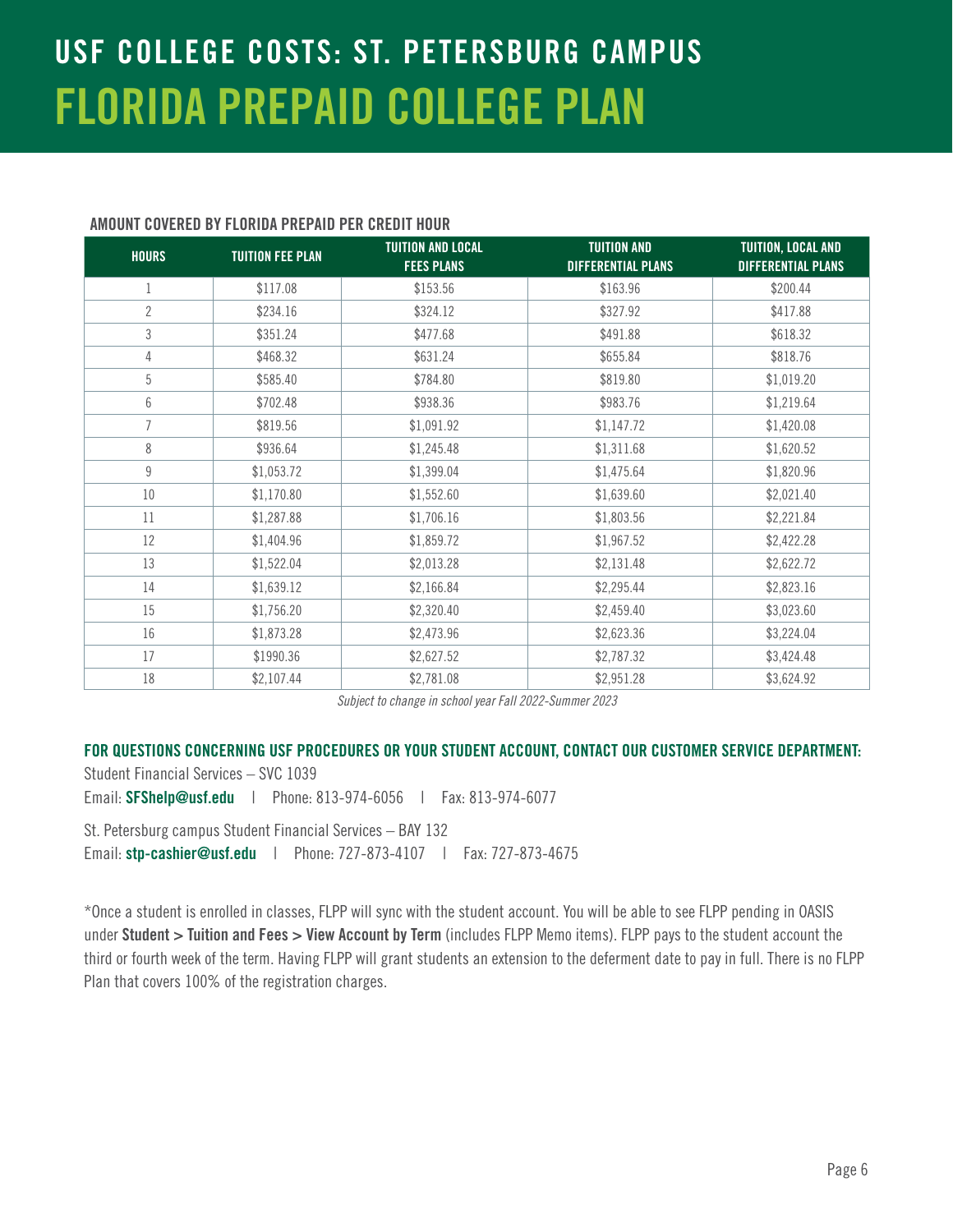# USF COLLEGE COSTS: ST. PETERSBURG CAMPUS

# FLORIDA PREPAID COLLEGE PLAN

**AMOUNT COVERED BY FLORIDA PREPAID PER CREDIT HOUR**

| HOURS | TUITION FEE PLAN | TUITION AND LOCAL FEES PLANS | TUITION AND DIFFERENTIAL PLANS | TUITION, LOCAL AND DIFFERENTIAL PLANS |
|---|---|---|---|---|
| 1 | $117.08 | $153.56 | $163.96 | $200.44 |
| 2 | $234.16 | $324.12 | $327.92 | $417.88 |
| 3 | $351.24 | $477.68 | $491.88 | $618.32 |
| 4 | $468.32 | $631.24 | $655.84 | $818.76 |
| 5 | $585.40 | $784.80 | $819.80 | $1,019.20 |
| 6 | $702.48 | $938.36 | $983.76 | $1,219.64 |
| 7 | $819.56 | $1,091.92 | $1,147.72 | $1,420.08 |
| 8 | $936.64 | $1,245.48 | $1,311.68 | $1,620.52 |
| 9 | $1,053.72 | $1,399.04 | $1,475.64 | $1,820.96 |
| 10 | $1,170.80 | $1,552.60 | $1,639.60 | $2,021.40 |
| 11 | $1,287.88 | $1,706.16 | $1,803.56 | $2,221.84 |
| 12 | $1,404.96 | $1,859.72 | $1,967.52 | $2,422.28 |
| 13 | $1,522.04 | $2,013.28 | $2,131.48 | $2,622.72 |
| 14 | $1,639.12 | $2,166.84 | $2,295.44 | $2,823.16 |
| 15 | $1,756.20 | $2,320.40 | $2,459.40 | $3,023.60 |
| 16 | $1,873.28 | $2,473.96 | $2,623.36 | $3,224.04 |
| 17 | $1990.36 | $2,627.52 | $2,787.32 | $3,424.48 |
| 18 | $2,107.44 | $2,781.08 | $2,951.28 | $3,624.92 |

*Subject to change in school year Fall 2022-Summer 2023*

**FOR QUESTIONS CONCERNING USF PROCEDURES OR YOUR STUDENT ACCOUNT, CONTACT OUR CUSTOMER SERVICE DEPARTMENT:**

Student Financial Services – SVC 1039
Email: **SFShelp@usf.edu** | Phone: 813-974-6056 | Fax: 813-974-6077

St. Petersburg campus Student Financial Services – BAY 132
Email: **stp-cashier@usf.edu** | Phone: 727-873-4107 | Fax: 727-873-4675

*Once a student is enrolled in classes, FLPP will sync with the student account. You will be able to see FLPP pending in OASIS under **Student > Tuition and Fees > View Account by Term** (includes FLPP Memo items). FLPP pays to the student account the third or fourth week of the term. Having FLPP will grant students an extension to the deferment date to pay in full. There is no FLPP Plan that covers 100% of the registration charges.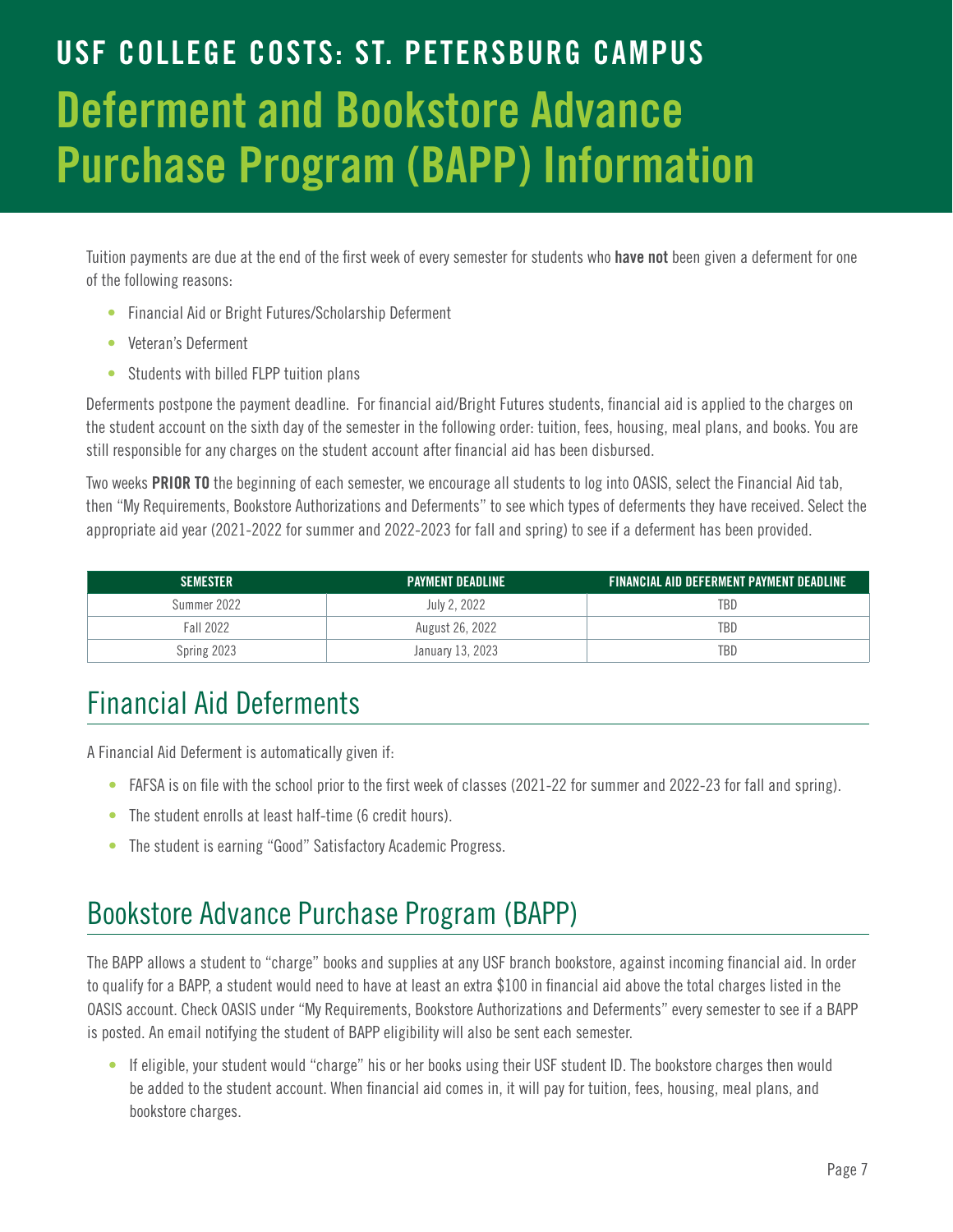# USF COLLEGE COSTS: ST. PETERSBURG CAMPUS

# Deferment and Bookstore Advance Purchase Program (BAPP) Information

Tuition payments are due at the end of the first week of every semester for students who **have not** been given a deferment for one of the following reasons:

- Financial Aid or Bright Futures/Scholarship Deferment
- Veteran's Deferment
- Students with billed FLPP tuition plans

Deferments postpone the payment deadline. For financial aid/Bright Futures students, financial aid is applied to the charges on the student account on the sixth day of the semester in the following order: tuition, fees, housing, meal plans, and books. You are still responsible for any charges on the student account after financial aid has been disbursed.

Two weeks **PRIOR TO** the beginning of each semester, we encourage all students to log into OASIS, select the Financial Aid tab, then "My Requirements, Bookstore Authorizations and Deferments" to see which types of deferments they have received. Select the appropriate aid year (2021-2022 for summer and 2022-2023 for fall and spring) to see if a deferment has been provided.

| SEMESTER | PAYMENT DEADLINE | FINANCIAL AID DEFERMENT PAYMENT DEADLINE |
|---|---|---|
| Summer 2022 | July 2, 2022 | TBD |
| Fall 2022 | August 26, 2022 | TBD |
| Spring 2023 | January 13, 2023 | TBD |

## Financial Aid Deferments

A Financial Aid Deferment is automatically given if:

- FAFSA is on file with the school prior to the first week of classes (2021-22 for summer and 2022-23 for fall and spring).
- The student enrolls at least half-time (6 credit hours).
- The student is earning "Good" Satisfactory Academic Progress.

## Bookstore Advance Purchase Program (BAPP)

The BAPP allows a student to "charge" books and supplies at any USF branch bookstore, against incoming financial aid. In order to qualify for a BAPP, a student would need to have at least an extra $100 in financial aid above the total charges listed in the OASIS account. Check OASIS under "My Requirements, Bookstore Authorizations and Deferments" every semester to see if a BAPP is posted. An email notifying the student of BAPP eligibility will also be sent each semester.

- If eligible, your student would "charge" his or her books using their USF student ID. The bookstore charges then would be added to the student account. When financial aid comes in, it will pay for tuition, fees, housing, meal plans, and bookstore charges.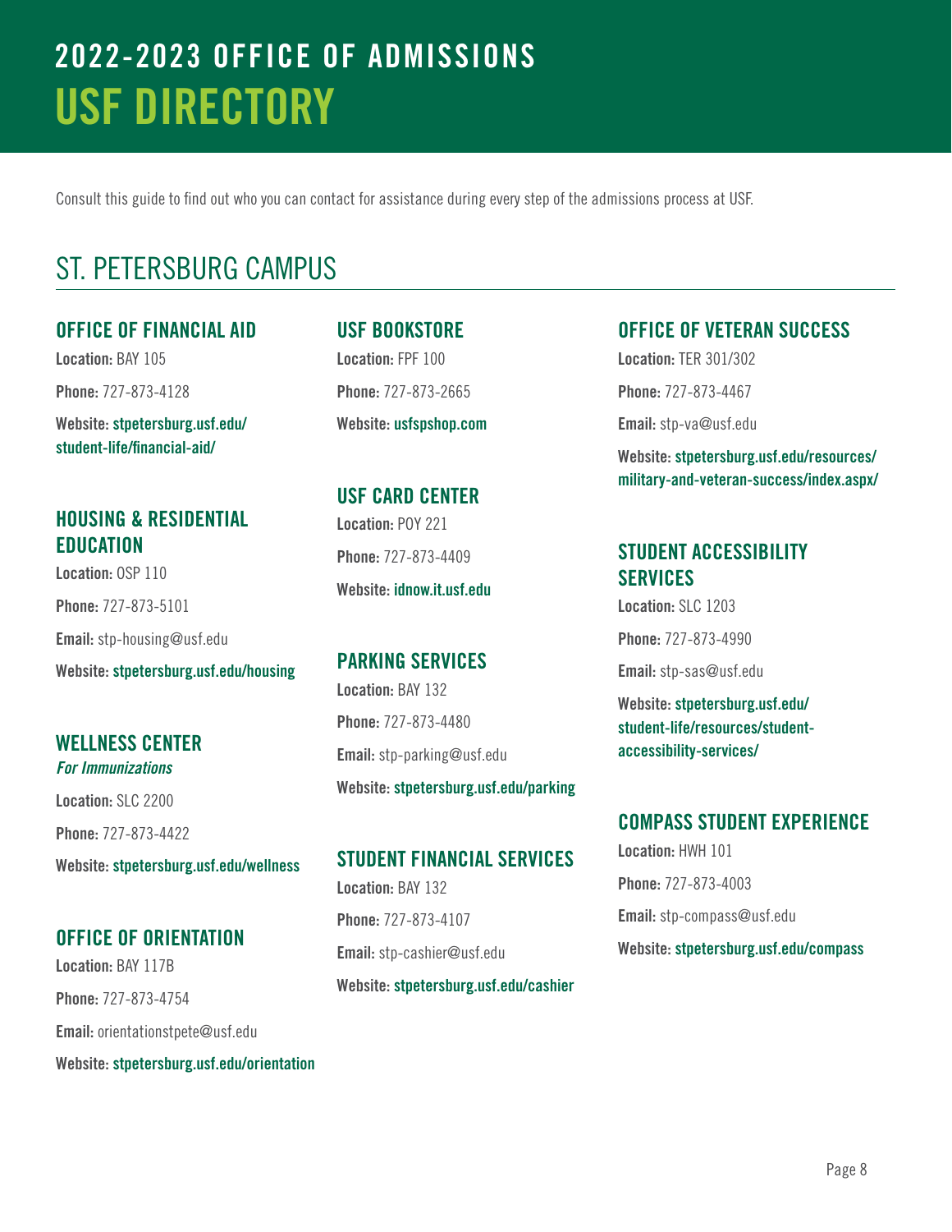# 2022-2023 OFFICE OF ADMISSIONS
# USF DIRECTORY

Consult this guide to find out who you can contact for assistance during every step of the admissions process at USF.

## ST. PETERSBURG CAMPUS

### OFFICE OF FINANCIAL AID

**Location:** BAY 105

**Phone:** 727-873-4128

**Website:** **stpetersburg.usf.edu/student-life/financial-aid/**

### HOUSING & RESIDENTIAL EDUCATION

**Location:** OSP 110

**Phone:** 727-873-5101

**Email:** stp-housing@usf.edu

**Website:** **stpetersburg.usf.edu/housing**

### WELLNESS CENTER

***For Immunizations***

**Location:** SLC 2200

**Phone:** 727-873-4422

**Website:** **stpetersburg.usf.edu/wellness**

### OFFICE OF ORIENTATION

**Location:** BAY 117B

**Phone:** 727-873-4754

**Email:** orientationstpete@usf.edu

**Website:** **stpetersburg.usf.edu/orientation**

### USF BOOKSTORE

**Location:** FPF 100

**Phone:** 727-873-2665

**Website:** **usfspshop.com**

### USF CARD CENTER

**Location:** POY 221

**Phone:** 727-873-4409

**Website:** **idnow.it.usf.edu**

### PARKING SERVICES

**Location:** BAY 132

**Phone:** 727-873-4480

**Email:** stp-parking@usf.edu

**Website:** **stpetersburg.usf.edu/parking**

### STUDENT FINANCIAL SERVICES

**Location:** BAY 132

**Phone:** 727-873-4107

**Email:** stp-cashier@usf.edu

**Website:** **stpetersburg.usf.edu/cashier**

### OFFICE OF VETERAN SUCCESS

**Location:** TER 301/302

**Phone:** 727-873-4467

**Email:** stp-va@usf.edu

**Website:** **stpetersburg.usf.edu/resources/military-and-veteran-success/index.aspx/**

### STUDENT ACCESSIBILITY SERVICES

**Location:** SLC 1203

**Phone:** 727-873-4990

**Email:** stp-sas@usf.edu

**Website:** **stpetersburg.usf.edu/student-life/resources/student-accessibility-services/**

### COMPASS STUDENT EXPERIENCE

**Location:** HWH 101

**Phone:** 727-873-4003

**Email:** stp-compass@usf.edu

**Website:** **stpetersburg.usf.edu/compass**